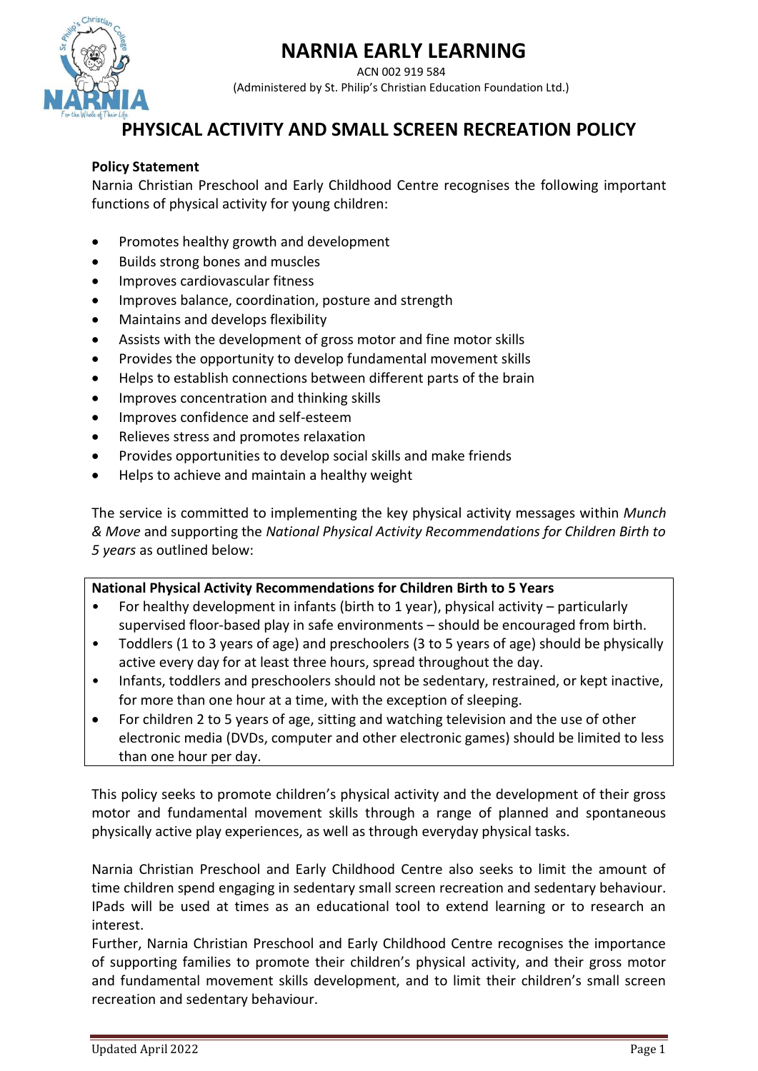# NARNIA EARLY LEARNING

ACN 002 919 584

(Administered by St. Philip's Christian Education Foundation Ltd.)

## PHYSICAL ACTIVITY AND SMALL SCREEN RECREATION POLICY

**Policy Statement**

Narnia Christian Preschool and Early Childhood Centre recognises the following important functions of physical activity for young children:

- Promotes healthy growth and development
- Builds strong bones and muscles
- Improves cardiovascular fitness
- Improves balance, coordination, posture and strength
- Maintains and develops flexibility
- Assists with the development of gross motor and fine motor skills
- Provides the opportunity to develop fundamental movement skills
- Helps to establish connections between different parts of the brain
- Improves concentration and thinking skills
- Improves confidence and self-esteem
- Relieves stress and promotes relaxation
- Provides opportunities to develop social skills and make friends
- Helps to achieve and maintain a healthy weight

The service is committed to implementing the key physical activity messages within *Munch & Move* and supporting the *National Physical Activity Recommendations for Children Birth to 5 years* as outlined below:

**National Physical Activity Recommendations for Children Birth to 5 Years**

- For healthy development in infants (birth to 1 year), physical activity – particularly supervised floor-based play in safe environments – should be encouraged from birth.
- Toddlers (1 to 3 years of age) and preschoolers (3 to 5 years of age) should be physically active every day for at least three hours, spread throughout the day.
- Infants, toddlers and preschoolers should not be sedentary, restrained, or kept inactive, for more than one hour at a time, with the exception of sleeping.
- For children 2 to 5 years of age, sitting and watching television and the use of other electronic media (DVDs, computer and other electronic games) should be limited to less than one hour per day.

This policy seeks to promote children's physical activity and the development of their gross motor and fundamental movement skills through a range of planned and spontaneous physically active play experiences, as well as through everyday physical tasks.

Narnia Christian Preschool and Early Childhood Centre also seeks to limit the amount of time children spend engaging in sedentary small screen recreation and sedentary behaviour. IPads will be used at times as an educational tool to extend learning or to research an interest.

Further, Narnia Christian Preschool and Early Childhood Centre recognises the importance of supporting families to promote their children's physical activity, and their gross motor and fundamental movement skills development, and to limit their children's small screen recreation and sedentary behaviour.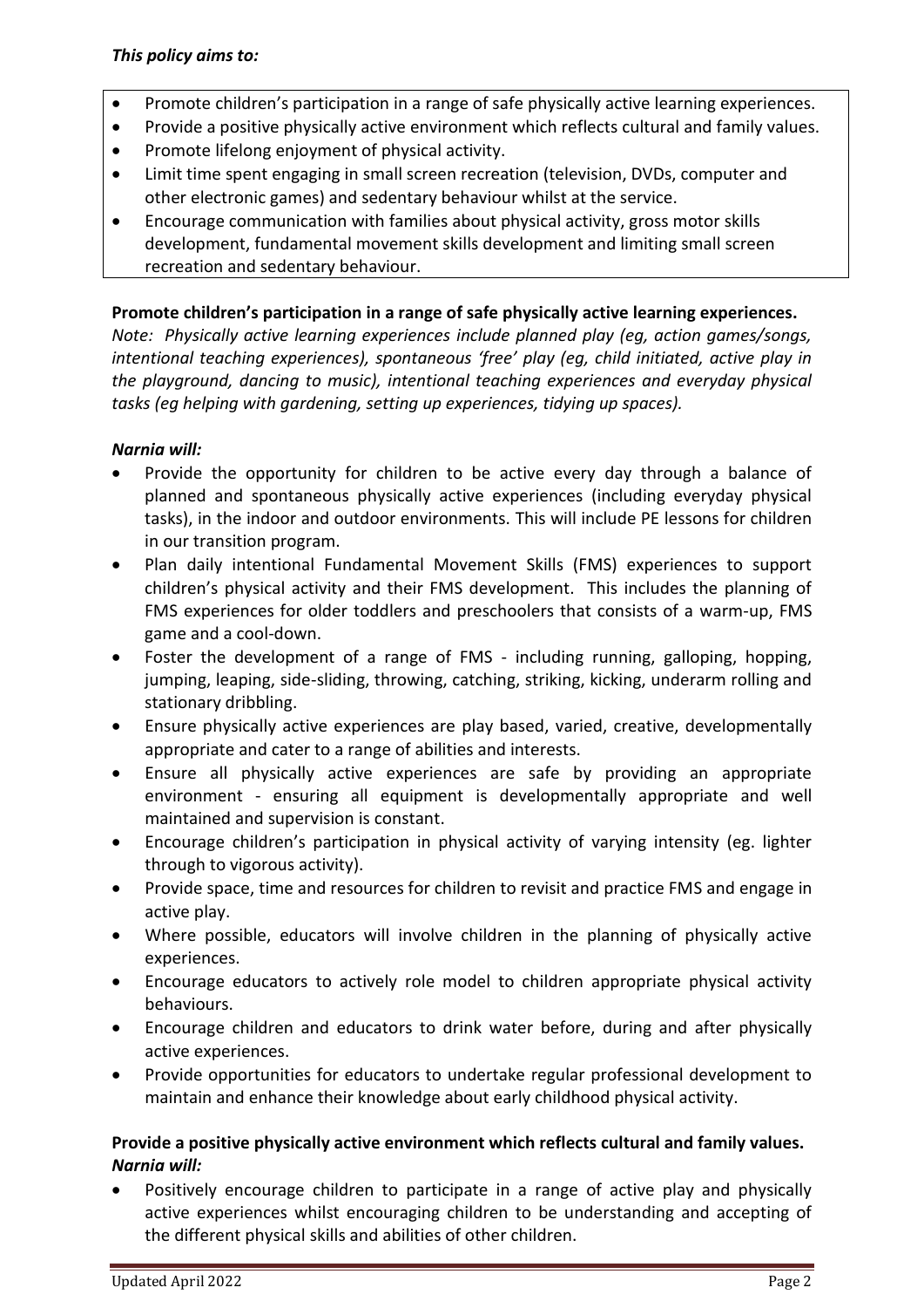***This policy aims to:***

- Promote children's participation in a range of safe physically active learning experiences.
- Provide a positive physically active environment which reflects cultural and family values.
- Promote lifelong enjoyment of physical activity.
- Limit time spent engaging in small screen recreation (television, DVDs, computer and other electronic games) and sedentary behaviour whilst at the service.
- Encourage communication with families about physical activity, gross motor skills development, fundamental movement skills development and limiting small screen recreation and sedentary behaviour.

**Promote children's participation in a range of safe physically active learning experiences.**

*Note: Physically active learning experiences include planned play (eg, action games/songs, intentional teaching experiences), spontaneous 'free' play (eg, child initiated, active play in the playground, dancing to music), intentional teaching experiences and everyday physical tasks (eg helping with gardening, setting up experiences, tidying up spaces).*

***Narnia will:***

- Provide the opportunity for children to be active every day through a balance of planned and spontaneous physically active experiences (including everyday physical tasks), in the indoor and outdoor environments. This will include PE lessons for children in our transition program.
- Plan daily intentional Fundamental Movement Skills (FMS) experiences to support children's physical activity and their FMS development. This includes the planning of FMS experiences for older toddlers and preschoolers that consists of a warm-up, FMS game and a cool-down.
- Foster the development of a range of FMS - including running, galloping, hopping, jumping, leaping, side-sliding, throwing, catching, striking, kicking, underarm rolling and stationary dribbling.
- Ensure physically active experiences are play based, varied, creative, developmentally appropriate and cater to a range of abilities and interests.
- Ensure all physically active experiences are safe by providing an appropriate environment - ensuring all equipment is developmentally appropriate and well maintained and supervision is constant.
- Encourage children's participation in physical activity of varying intensity (eg. lighter through to vigorous activity).
- Provide space, time and resources for children to revisit and practice FMS and engage in active play.
- Where possible, educators will involve children in the planning of physically active experiences.
- Encourage educators to actively role model to children appropriate physical activity behaviours.
- Encourage children and educators to drink water before, during and after physically active experiences.
- Provide opportunities for educators to undertake regular professional development to maintain and enhance their knowledge about early childhood physical activity.

**Provide a positive physically active environment which reflects cultural and family values.**

***Narnia will:***

- Positively encourage children to participate in a range of active play and physically active experiences whilst encouraging children to be understanding and accepting of the different physical skills and abilities of other children.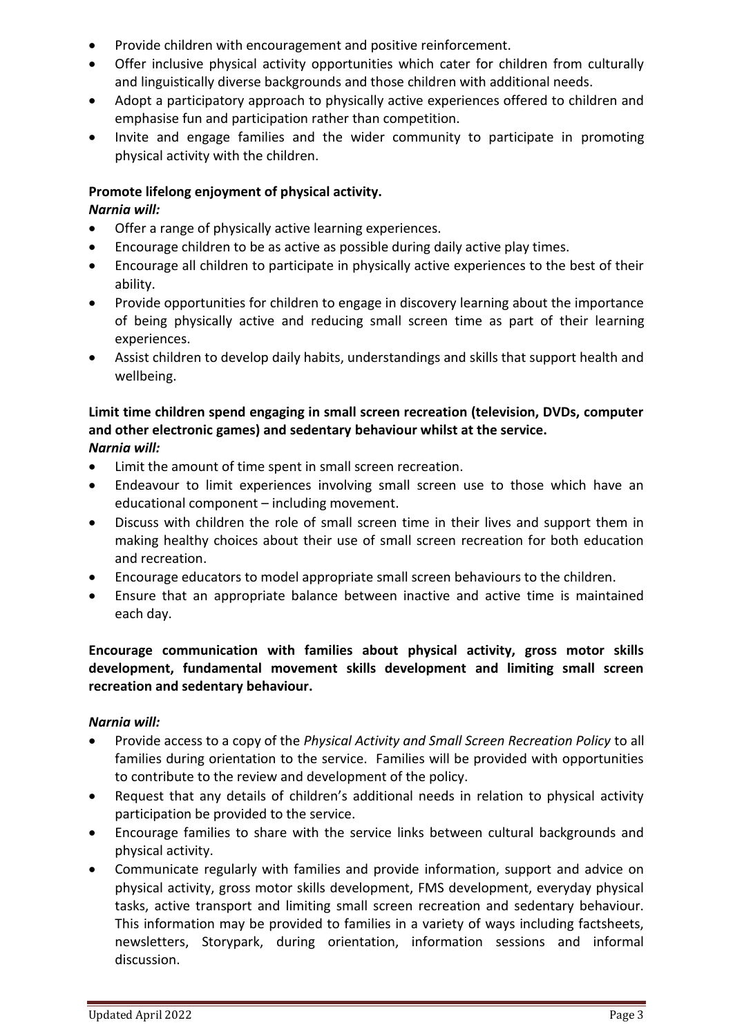- Provide children with encouragement and positive reinforcement.
- Offer inclusive physical activity opportunities which cater for children from culturally and linguistically diverse backgrounds and those children with additional needs.
- Adopt a participatory approach to physically active experiences offered to children and emphasise fun and participation rather than competition.
- Invite and engage families and the wider community to participate in promoting physical activity with the children.

**Promote lifelong enjoyment of physical activity.**
***Narnia will:***

- Offer a range of physically active learning experiences.
- Encourage children to be as active as possible during daily active play times.
- Encourage all children to participate in physically active experiences to the best of their ability.
- Provide opportunities for children to engage in discovery learning about the importance of being physically active and reducing small screen time as part of their learning experiences.
- Assist children to develop daily habits, understandings and skills that support health and wellbeing.

**Limit time children spend engaging in small screen recreation (television, DVDs, computer and other electronic games) and sedentary behaviour whilst at the service.**
***Narnia will:***

- Limit the amount of time spent in small screen recreation.
- Endeavour to limit experiences involving small screen use to those which have an educational component – including movement.
- Discuss with children the role of small screen time in their lives and support them in making healthy choices about their use of small screen recreation for both education and recreation.
- Encourage educators to model appropriate small screen behaviours to the children.
- Ensure that an appropriate balance between inactive and active time is maintained each day.

**Encourage communication with families about physical activity, gross motor skills development, fundamental movement skills development and limiting small screen recreation and sedentary behaviour.**

***Narnia will:***

- Provide access to a copy of the *Physical Activity and Small Screen Recreation Policy* to all families during orientation to the service. Families will be provided with opportunities to contribute to the review and development of the policy.
- Request that any details of children's additional needs in relation to physical activity participation be provided to the service.
- Encourage families to share with the service links between cultural backgrounds and physical activity.
- Communicate regularly with families and provide information, support and advice on physical activity, gross motor skills development, FMS development, everyday physical tasks, active transport and limiting small screen recreation and sedentary behaviour. This information may be provided to families in a variety of ways including factsheets, newsletters, Storypark, during orientation, information sessions and informal discussion.